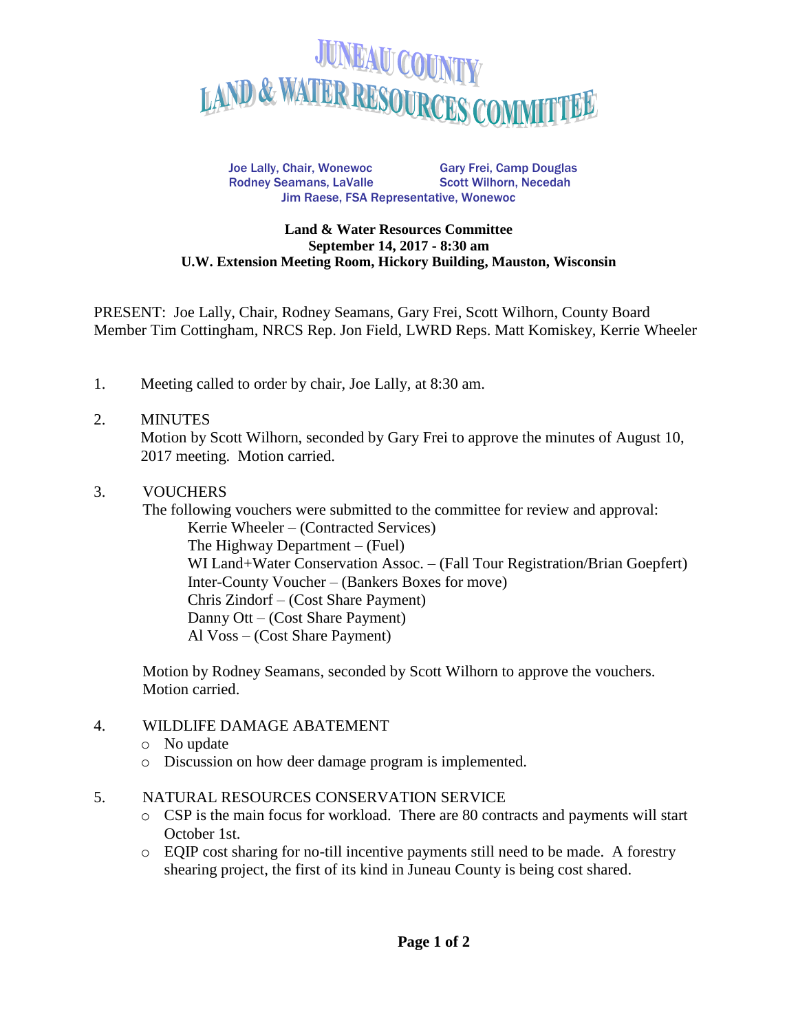# JUNEAU COUNTY LAND & WATER RESOURCES COMMITTEE

Joe Lally, Chair, Wonewoc | Gary Frei, Camp Douglas
Rodney Seamans, LaValle | Scott Wilhorn, Necedah
Jim Raese, FSA Representative, Wonewoc

**Land & Water Resources Committee**
**September 14, 2017 - 8:30 am**
**U.W. Extension Meeting Room, Hickory Building, Mauston, Wisconsin**

PRESENT: Joe Lally, Chair, Rodney Seamans, Gary Frei, Scott Wilhorn, County Board Member Tim Cottingham, NRCS Rep. Jon Field, LWRD Reps. Matt Komiskey, Kerrie Wheeler

1. Meeting called to order by chair, Joe Lally, at 8:30 am.

2. MINUTES
   Motion by Scott Wilhorn, seconded by Gary Frei to approve the minutes of August 10, 2017 meeting. Motion carried.

3. VOUCHERS
   The following vouchers were submitted to the committee for review and approval:
   - Kerrie Wheeler – (Contracted Services)
   - The Highway Department – (Fuel)
   - WI Land+Water Conservation Assoc. – (Fall Tour Registration/Brian Goepfert)
   - Inter-County Voucher – (Bankers Boxes for move)
   - Chris Zindorf – (Cost Share Payment)
   - Danny Ott – (Cost Share Payment)
   - Al Voss – (Cost Share Payment)

   Motion by Rodney Seamans, seconded by Scott Wilhorn to approve the vouchers. Motion carried.

4. WILDLIFE DAMAGE ABATEMENT
   - No update
   - Discussion on how deer damage program is implemented.

5. NATURAL RESOURCES CONSERVATION SERVICE
   - CSP is the main focus for workload. There are 80 contracts and payments will start October 1st.
   - EQIP cost sharing for no-till incentive payments still need to be made. A forestry shearing project, the first of its kind in Juneau County is being cost shared.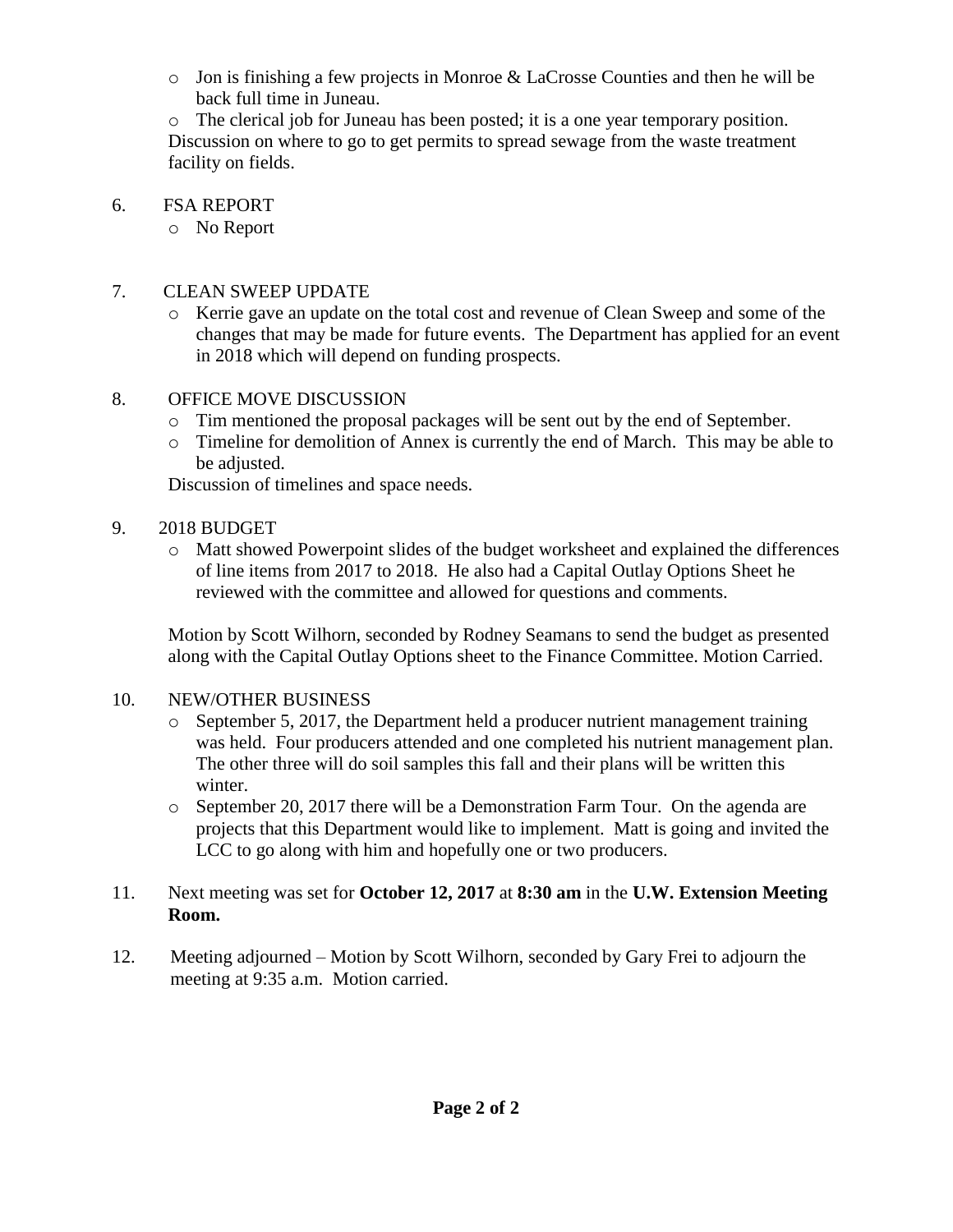- Jon is finishing a few projects in Monroe & LaCrosse Counties and then he will be back full time in Juneau.
- The clerical job for Juneau has been posted; it is a one year temporary position.

Discussion on where to go to get permits to spread sewage from the waste treatment facility on fields.

6. FSA REPORT
   - No Report

7. CLEAN SWEEP UPDATE
   - Kerrie gave an update on the total cost and revenue of Clean Sweep and some of the changes that may be made for future events. The Department has applied for an event in 2018 which will depend on funding prospects.

8. OFFICE MOVE DISCUSSION
   - Tim mentioned the proposal packages will be sent out by the end of September.
   - Timeline for demolition of Annex is currently the end of March. This may be able to be adjusted.

   Discussion of timelines and space needs.

9. 2018 BUDGET
   - Matt showed Powerpoint slides of the budget worksheet and explained the differences of line items from 2017 to 2018. He also had a Capital Outlay Options Sheet he reviewed with the committee and allowed for questions and comments.

   Motion by Scott Wilhorn, seconded by Rodney Seamans to send the budget as presented along with the Capital Outlay Options sheet to the Finance Committee. Motion Carried.

10. NEW/OTHER BUSINESS
    - September 5, 2017, the Department held a producer nutrient management training was held. Four producers attended and one completed his nutrient management plan. The other three will do soil samples this fall and their plans will be written this winter.
    - September 20, 2017 there will be a Demonstration Farm Tour. On the agenda are projects that this Department would like to implement. Matt is going and invited the LCC to go along with him and hopefully one or two producers.

11. Next meeting was set for **October 12, 2017** at **8:30 am** in the **U.W. Extension Meeting Room.**

12. Meeting adjourned – Motion by Scott Wilhorn, seconded by Gary Frei to adjourn the meeting at 9:35 a.m. Motion carried.